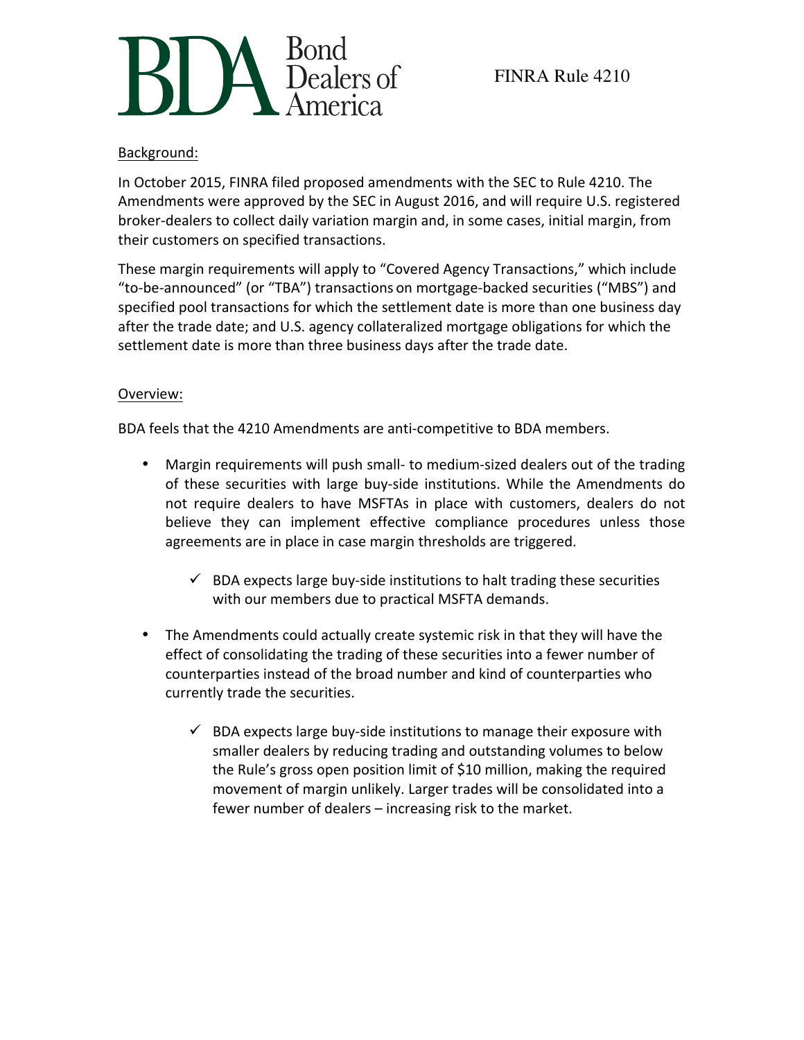# Bond Dealers of America

## FINRA Rule 4210

Background:

In October 2015, FINRA filed proposed amendments with the SEC to Rule 4210. The Amendments were approved by the SEC in August 2016, and will require U.S. registered broker-dealers to collect daily variation margin and, in some cases, initial margin, from their customers on specified transactions.

These margin requirements will apply to "Covered Agency Transactions," which include "to-be-announced" (or "TBA") transactions on mortgage-backed securities ("MBS") and specified pool transactions for which the settlement date is more than one business day after the trade date; and U.S. agency collateralized mortgage obligations for which the settlement date is more than three business days after the trade date.

Overview:

BDA feels that the 4210 Amendments are anti-competitive to BDA members.

- Margin requirements will push small- to medium-sized dealers out of the trading of these securities with large buy-side institutions. While the Amendments do not require dealers to have MSFTAs in place with customers, dealers do not believe they can implement effective compliance procedures unless those agreements are in place in case margin thresholds are triggered.
  - ✓ BDA expects large buy-side institutions to halt trading these securities with our members due to practical MSFTA demands.
- The Amendments could actually create systemic risk in that they will have the effect of consolidating the trading of these securities into a fewer number of counterparties instead of the broad number and kind of counterparties who currently trade the securities.
  - ✓ BDA expects large buy-side institutions to manage their exposure with smaller dealers by reducing trading and outstanding volumes to below the Rule's gross open position limit of $10 million, making the required movement of margin unlikely. Larger trades will be consolidated into a fewer number of dealers – increasing risk to the market.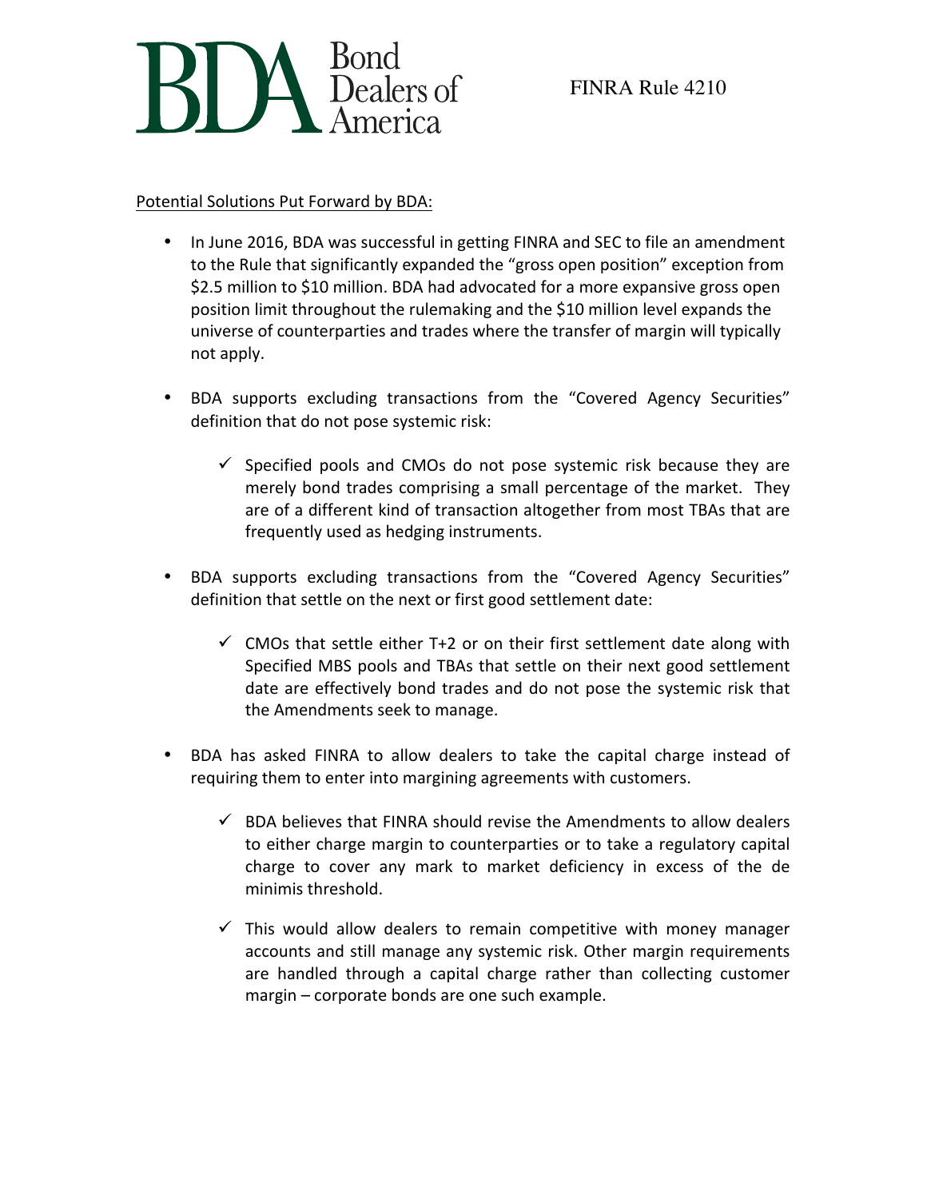Potential Solutions Put Forward by BDA:

- In June 2016, BDA was successful in getting FINRA and SEC to file an amendment to the Rule that significantly expanded the "gross open position" exception from $2.5 million to $10 million. BDA had advocated for a more expansive gross open position limit throughout the rulemaking and the $10 million level expands the universe of counterparties and trades where the transfer of margin will typically not apply.

- BDA supports excluding transactions from the "Covered Agency Securities" definition that do not pose systemic risk:

  - ✓ Specified pools and CMOs do not pose systemic risk because they are merely bond trades comprising a small percentage of the market. They are of a different kind of transaction altogether from most TBAs that are frequently used as hedging instruments.

- BDA supports excluding transactions from the "Covered Agency Securities" definition that settle on the next or first good settlement date:

  - ✓ CMOs that settle either T+2 or on their first settlement date along with Specified MBS pools and TBAs that settle on their next good settlement date are effectively bond trades and do not pose the systemic risk that the Amendments seek to manage.

- BDA has asked FINRA to allow dealers to take the capital charge instead of requiring them to enter into margining agreements with customers.

  - ✓ BDA believes that FINRA should revise the Amendments to allow dealers to either charge margin to counterparties or to take a regulatory capital charge to cover any mark to market deficiency in excess of the de minimis threshold.

  - ✓ This would allow dealers to remain competitive with money manager accounts and still manage any systemic risk. Other margin requirements are handled through a capital charge rather than collecting customer margin – corporate bonds are one such example.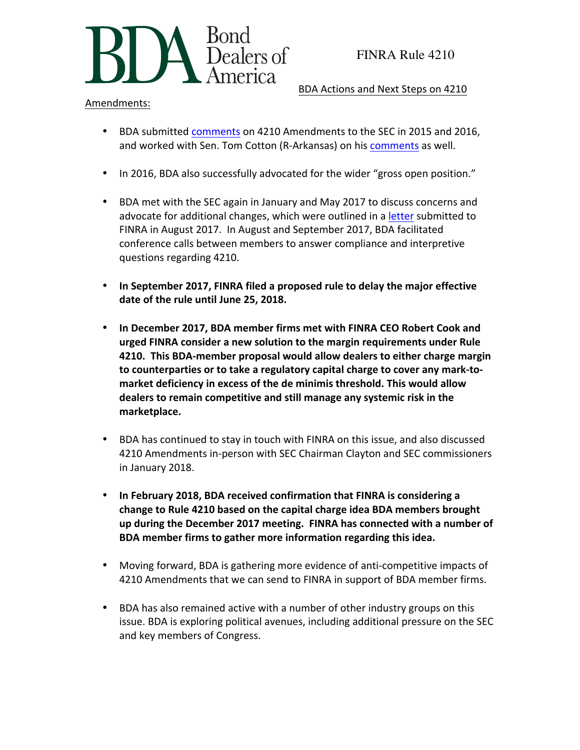# Bond Dealers of America

FINRA Rule 4210

BDA Actions and Next Steps on 4210 Amendments:

- BDA submitted comments on 4210 Amendments to the SEC in 2015 and 2016, and worked with Sen. Tom Cotton (R-Arkansas) on his comments as well.

- In 2016, BDA also successfully advocated for the wider "gross open position."

- BDA met with the SEC again in January and May 2017 to discuss concerns and advocate for additional changes, which were outlined in a letter submitted to FINRA in August 2017. In August and September 2017, BDA facilitated conference calls between members to answer compliance and interpretive questions regarding 4210.

- **In September 2017, FINRA filed a proposed rule to delay the major effective date of the rule until June 25, 2018.**

- **In December 2017, BDA member firms met with FINRA CEO Robert Cook and urged FINRA consider a new solution to the margin requirements under Rule 4210. This BDA-member proposal would allow dealers to either charge margin to counterparties or to take a regulatory capital charge to cover any mark-to-market deficiency in excess of the de minimis threshold. This would allow dealers to remain competitive and still manage any systemic risk in the marketplace.**

- BDA has continued to stay in touch with FINRA on this issue, and also discussed 4210 Amendments in-person with SEC Chairman Clayton and SEC commissioners in January 2018.

- **In February 2018, BDA received confirmation that FINRA is considering a change to Rule 4210 based on the capital charge idea BDA members brought up during the December 2017 meeting. FINRA has connected with a number of BDA member firms to gather more information regarding this idea.**

- Moving forward, BDA is gathering more evidence of anti-competitive impacts of 4210 Amendments that we can send to FINRA in support of BDA member firms.

- BDA has also remained active with a number of other industry groups on this issue. BDA is exploring political avenues, including additional pressure on the SEC and key members of Congress.